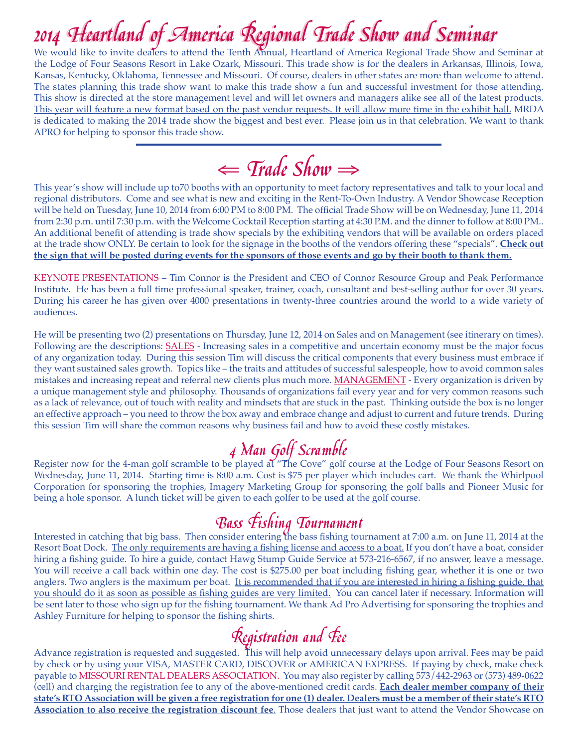# 2014 Heartland of America Regional Trade Show and Seminar

We would like to invite dealers to attend the Tenth Annual, Heartland of America Regional Trade Show and Seminar at the Lodge of Four Seasons Resort in Lake Ozark, Missouri. This trade show is for the dealers in Arkansas, Illinois, Iowa, Kansas, Kentucky, Oklahoma, Tennessee and Missouri. Of course, dealers in other states are more than welcome to attend. The states planning this trade show want to make this trade show a fun and successful investment for those attending. This show is directed at the store management level and will let owners and managers alike see all of the latest products. This year will feature a new format based on the past vendor requests. It will allow more time in the exhibit hall. MRDA is dedicated to making the 2014 trade show the biggest and best ever. Please join us in that celebration. We want to thank APRO for helping to sponsor this trade show.

---

## ⇐ Trade Show ⇒

This year's show will include up to70 booths with an opportunity to meet factory representatives and talk to your local and regional distributors. Come and see what is new and exciting in the Rent-To-Own Industry. A Vendor Showcase Reception will be held on Tuesday, June 10, 2014 from 6:00 PM to 8:00 PM. The official Trade Show will be on Wednesday, June 11, 2014 from 2:30 p.m. until 7:30 p.m. with the Welcome Cocktail Reception starting at 4:30 P.M. and the dinner to follow at 8:00 PM.. An additional benefit of attending is trade show specials by the exhibiting vendors that will be available on orders placed at the trade show ONLY. Be certain to look for the signage in the booths of the vendors offering these "specials". **Check out the sign that will be posted during events for the sponsors of those events and go by their booth to thank them.**

KEYNOTE PRESENTATIONS – Tim Connor is the President and CEO of Connor Resource Group and Peak Performance Institute. He has been a full time professional speaker, trainer, coach, consultant and best-selling author for over 30 years. During his career he has given over 4000 presentations in twenty-three countries around the world to a wide variety of audiences.

He will be presenting two (2) presentations on Thursday, June 12, 2014 on Sales and on Management (see itinerary on times). Following are the descriptions: SALES - Increasing sales in a competitive and uncertain economy must be the major focus of any organization today. During this session Tim will discuss the critical components that every business must embrace if they want sustained sales growth. Topics like – the traits and attitudes of successful salespeople, how to avoid common sales mistakes and increasing repeat and referral new clients plus much more. MANAGEMENT - Every organization is driven by a unique management style and philosophy. Thousands of organizations fail every year and for very common reasons such as a lack of relevance, out of touch with reality and mindsets that are stuck in the past. Thinking outside the box is no longer an effective approach – you need to throw the box away and embrace change and adjust to current and future trends. During this session Tim will share the common reasons why business fail and how to avoid these costly mistakes.

## 4 Man Golf Scramble

Register now for the 4-man golf scramble to be played at "The Cove" golf course at the Lodge of Four Seasons Resort on Wednesday, June 11, 2014. Starting time is 8:00 a.m. Cost is $75 per player which includes cart. We thank the Whirlpool Corporation for sponsoring the trophies, Imagery Marketing Group for sponsoring the golf balls and Pioneer Music for being a hole sponsor. A lunch ticket will be given to each golfer to be used at the golf course.

## Bass Fishing Tournament

Interested in catching that big bass. Then consider entering the bass fishing tournament at 7:00 a.m. on June 11, 2014 at the Resort Boat Dock. The only requirements are having a fishing license and access to a boat. If you don't have a boat, consider hiring a fishing guide. To hire a guide, contact Hawg Stump Guide Service at 573-216-6567, if no answer, leave a message. You will receive a call back within one day. The cost is $275.00 per boat including fishing gear, whether it is one or two anglers. Two anglers is the maximum per boat. It is recommended that if you are interested in hiring a fishing guide, that you should do it as soon as possible as fishing guides are very limited. You can cancel later if necessary. Information will be sent later to those who sign up for the fishing tournament. We thank Ad Pro Advertising for sponsoring the trophies and Ashley Furniture for helping to sponsor the fishing shirts.

## Registration and Fee

Advance registration is requested and suggested. This will help avoid unnecessary delays upon arrival. Fees may be paid by check or by using your VISA, MASTER CARD, DISCOVER or AMERICAN EXPRESS. If paying by check, make check payable to MISSOURI RENTAL DEALERS ASSOCIATION. You may also register by calling 573/442-2963 or (573) 489-0622 (cell) and charging the registration fee to any of the above-mentioned credit cards. **Each dealer member company of their state's RTO Association will be given a free registration for one (1) dealer. Dealers must be a member of their state's RTO Association to also receive the registration discount fee**. Those dealers that just want to attend the Vendor Showcase on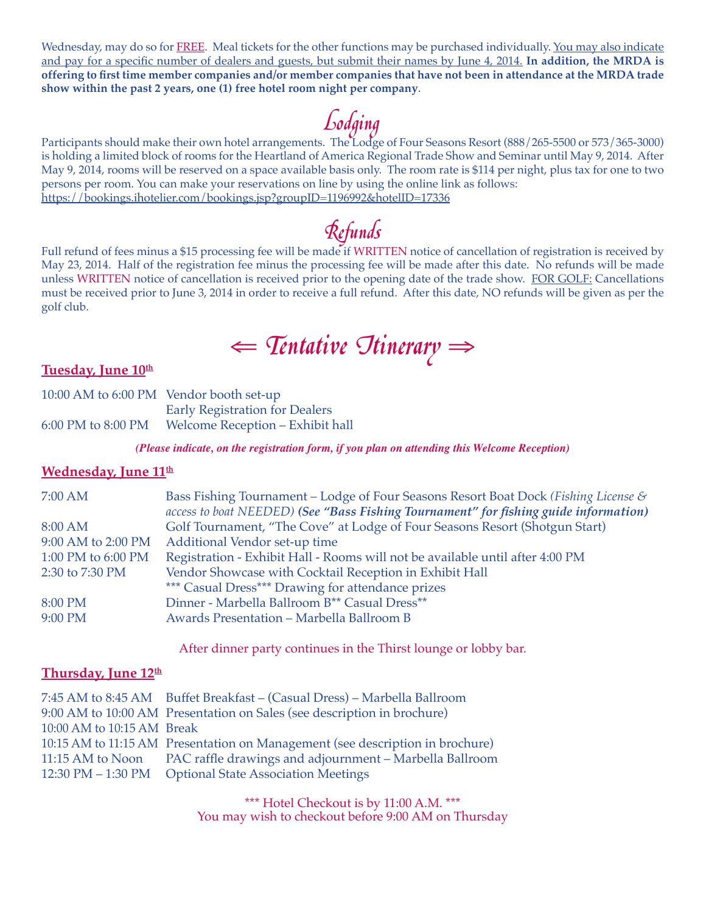Wednesday, may do so for FREE. Meal tickets for the other functions may be purchased individually. You may also indicate and pay for a specific number of dealers and guests, but submit their names by June 4, 2014. **In addition, the MRDA is offering to first time member companies and/or member companies that have not been in attendance at the MRDA trade show within the past 2 years, one (1) free hotel room night per company**.

## Lodging

Participants should make their own hotel arrangements. The Lodge of Four Seasons Resort (888/265-5500 or 573/365-3000) is holding a limited block of rooms for the Heartland of America Regional Trade Show and Seminar until May 9, 2014. After May 9, 2014, rooms will be reserved on a space available basis only. The room rate is $114 per night, plus tax for one to two persons per room. You can make your reservations on line by using the online link as follows:
https://bookings.ihotelier.com/bookings.jsp?groupID=1196992&hotelID=17336

## Refunds

Full refund of fees minus a $15 processing fee will be made if WRITTEN notice of cancellation of registration is received by May 23, 2014. Half of the registration fee minus the processing fee will be made after this date. No refunds will be made unless WRITTEN notice of cancellation is received prior to the opening date of the trade show. FOR GOLF: Cancellations must be received prior to June 3, 2014 in order to receive a full refund. After this date, NO refunds will be given as per the golf club.

## ⇐ Tentative Itinerary ⇒

### Tuesday, June 10th

| | |
|---|---|
| 10:00 AM to 6:00 PM | Vendor booth set-up |
| | Early Registration for Dealers |
| 6:00 PM to 8:00 PM | Welcome Reception – Exhibit hall |

***(Please indicate, on the registration form, if you plan on attending this Welcome Reception)***

### Wednesday, June 11th

| | |
|---|---|
| 7:00 AM | Bass Fishing Tournament – Lodge of Four Seasons Resort Boat Dock *(Fishing License & access to boat NEEDED)* ***(See "Bass Fishing Tournament" for fishing guide information)*** |
| 8:00 AM | Golf Tournament, "The Cove" at Lodge of Four Seasons Resort (Shotgun Start) |
| 9:00 AM to 2:00 PM | Additional Vendor set-up time |
| 1:00 PM to 6:00 PM | Registration - Exhibit Hall - Rooms will not be available until after 4:00 PM |
| 2:30 to 7:30 PM | Vendor Showcase with Cocktail Reception in Exhibit Hall |
| | *** Casual Dress*** Drawing for attendance prizes |
| 8:00 PM | Dinner - Marbella Ballroom B** Casual Dress** |
| 9:00 PM | Awards Presentation – Marbella Ballroom B |

After dinner party continues in the Thirst lounge or lobby bar.

### Thursday, June 12th

| | |
|---|---|
| 7:45 AM to 8:45 AM | Buffet Breakfast – (Casual Dress) – Marbella Ballroom |
| 9:00 AM to 10:00 AM | Presentation on Sales (see description in brochure) |
| 10:00 AM to 10:15 AM | Break |
| 10:15 AM to 11:15 AM | Presentation on Management (see description in brochure) |
| 11:15 AM to Noon | PAC raffle drawings and adjournment – Marbella Ballroom |
| 12:30 PM – 1:30 PM | Optional State Association Meetings |

*** Hotel Checkout is by 11:00 A.M. ***
You may wish to checkout before 9:00 AM on Thursday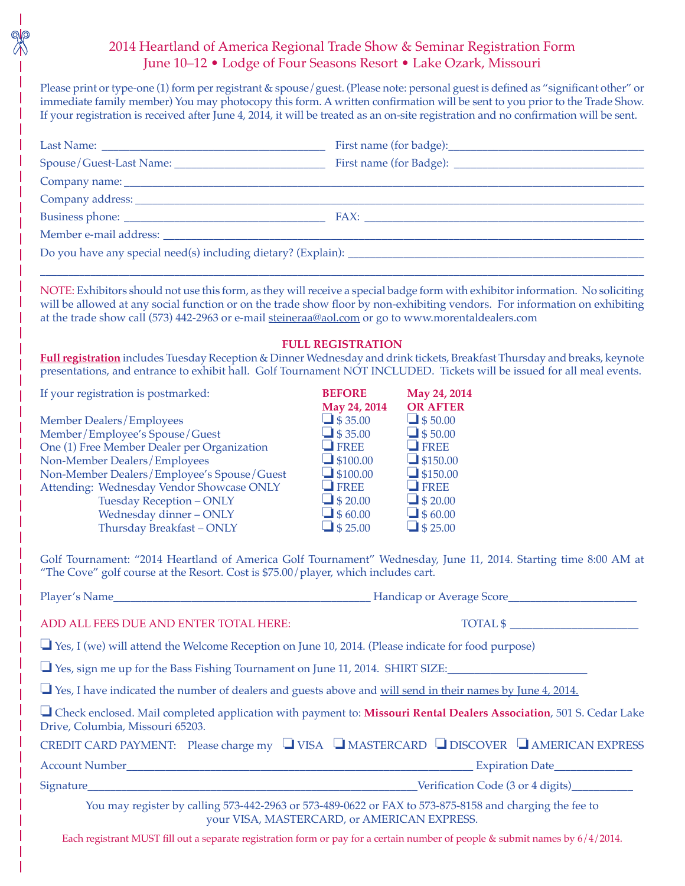# 2014 Heartland of America Regional Trade Show & Seminar Registration Form

## June 10–12 • Lodge of Four Seasons Resort • Lake Ozark, Missouri

Please print or type-one (1) form per registrant & spouse/guest. (Please note: personal guest is defined as "significant other" or immediate family member) You may photocopy this form. A written confirmation will be sent to you prior to the Trade Show. If your registration is received after June 4, 2014, it will be treated as an on-site registration and no confirmation will be sent.

Last Name: ______________________ First name (for badge):______________________

Spouse/Guest-Last Name: ______________________ First name (for Badge): ______________________

Company name: ____________________________________________

Company address: ____________________________________________

Business phone: ______________________ FAX: ______________________

Member e-mail address: ____________________________________________

Do you have any special need(s) including dietary? (Explain): ______________________

____________________________________________

NOTE: Exhibitors should not use this form, as they will receive a special badge form with exhibitor information. No soliciting will be allowed at any social function or on the trade show floor by non-exhibiting vendors. For information on exhibiting at the trade show call (573) 442-2963 or e-mail steineraa@aol.com or go to www.morentaldealers.com

### FULL REGISTRATION

**Full registration** includes Tuesday Reception & Dinner Wednesday and drink tickets, Breakfast Thursday and breaks, keynote presentations, and entrance to exhibit hall. Golf Tournament NOT INCLUDED. Tickets will be issued for all meal events.

| If your registration is postmarked: | BEFORE May 24, 2014 | May 24, 2014 OR AFTER |
|---|---|---|
| Member Dealers/Employees | ❑ $ 35.00 | ❑ $ 50.00 |
| Member/Employee's Spouse/Guest | ❑ $ 35.00 | ❑ $ 50.00 |
| One (1) Free Member Dealer per Organization | ❑ FREE | ❑ FREE |
| Non-Member Dealers/Employees | ❑ $100.00 | ❑ $150.00 |
| Non-Member Dealers/Employee's Spouse/Guest | ❑ $100.00 | ❑ $150.00 |
| Attending: Wednesday Vendor Showcase ONLY | ❑ FREE | ❑ FREE |
| Tuesday Reception – ONLY | ❑ $ 20.00 | ❑ $ 20.00 |
| Wednesday dinner – ONLY | ❑ $ 60.00 | ❑ $ 60.00 |
| Thursday Breakfast – ONLY | ❑ $ 25.00 | ❑ $ 25.00 |

Golf Tournament: "2014 Heartland of America Golf Tournament" Wednesday, June 11, 2014. Starting time 8:00 AM at "The Cove" golf course at the Resort. Cost is $75.00/player, which includes cart.

Player's Name______________________ Handicap or Average Score______________________

ADD ALL FEES DUE AND ENTER TOTAL HERE: TOTAL $ ______________________

❑ Yes, I (we) will attend the Welcome Reception on June 10, 2014. (Please indicate for food purpose)

❑ Yes, sign me up for the Bass Fishing Tournament on June 11, 2014. SHIRT SIZE:______________________

❑ Yes, I have indicated the number of dealers and guests above and will send in their names by June 4, 2014.

❑ Check enclosed. Mail completed application with payment to: **Missouri Rental Dealers Association**, 501 S. Cedar Lake Drive, Columbia, Missouri 65203.

CREDIT CARD PAYMENT: Please charge my ❑ VISA ❑ MASTERCARD ❑ DISCOVER ❑ AMERICAN EXPRESS

Account Number______________________ Expiration Date______________________

Signature______________________Verification Code (3 or 4 digits)______________________

You may register by calling 573-442-2963 or 573-489-0622 or FAX to 573-875-8158 and charging the fee to your VISA, MASTERCARD, or AMERICAN EXPRESS.

Each registrant MUST fill out a separate registration form or pay for a certain number of people & submit names by 6/4/2014.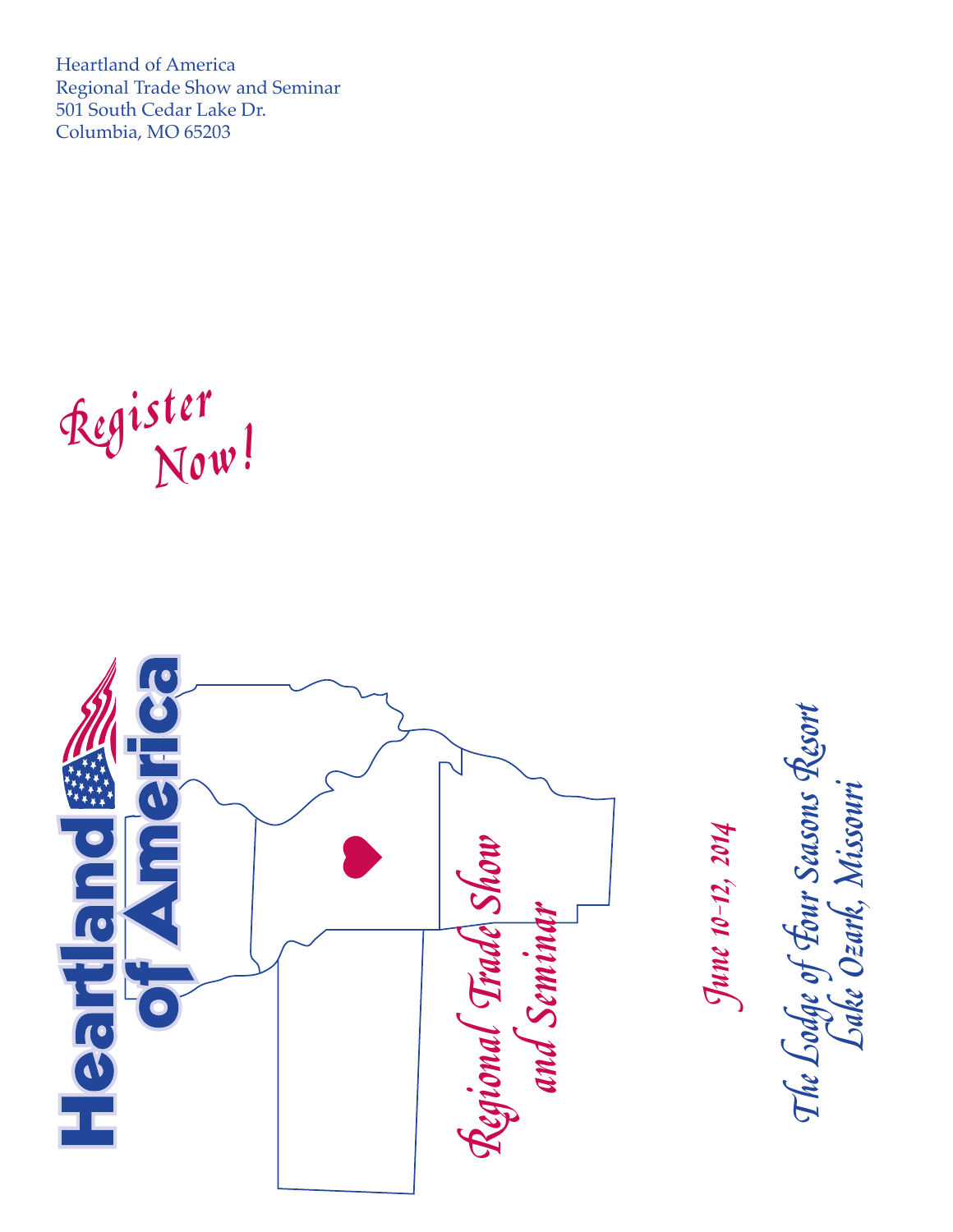Heartland of America
Regional Trade Show and Seminar
501 South Cedar Lake Dr.
Columbia, MO 65203

*Register Now!*

# Heartland of America

## *Regional Trade Show and Seminar*

*June 10–12, 2014*

*The Lodge of Four Seasons Resort*
*Lake Ozark, Missouri*